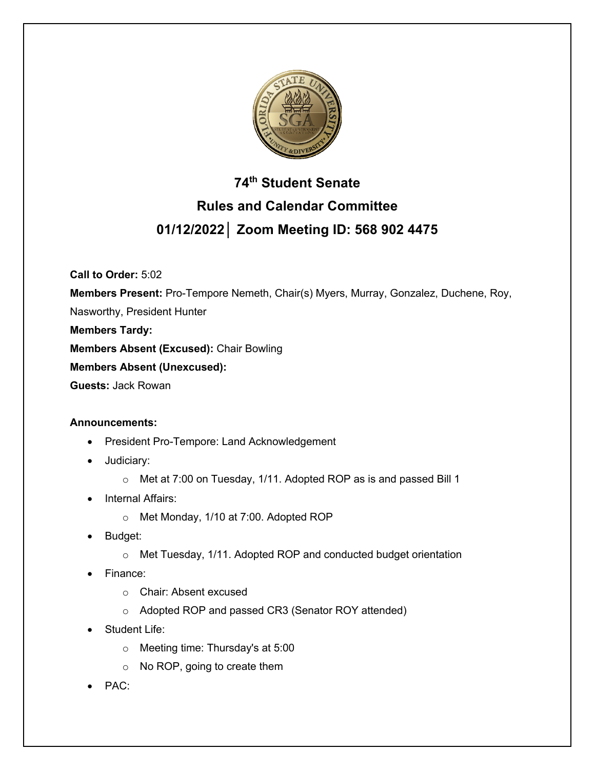# 74th Student Senate

## Rules and Calendar Committee

## 01/12/2022│ Zoom Meeting ID: 568 902 4475

**Call to Order:** 5:02

**Members Present:** Pro-Tempore Nemeth, Chair(s) Myers, Murray, Gonzalez, Duchene, Roy, Nasworthy, President Hunter

**Members Tardy:**

**Members Absent (Excused):** Chair Bowling

**Members Absent (Unexcused):**

**Guests:** Jack Rowan

**Announcements:**

- President Pro-Tempore: Land Acknowledgement
- Judiciary:
  - Met at 7:00 on Tuesday, 1/11. Adopted ROP as is and passed Bill 1
- Internal Affairs:
  - Met Monday, 1/10 at 7:00. Adopted ROP
- Budget:
  - Met Tuesday, 1/11. Adopted ROP and conducted budget orientation
- Finance:
  - Chair: Absent excused
  - Adopted ROP and passed CR3 (Senator ROY attended)
- Student Life:
  - Meeting time: Thursday's at 5:00
  - No ROP, going to create them
- PAC: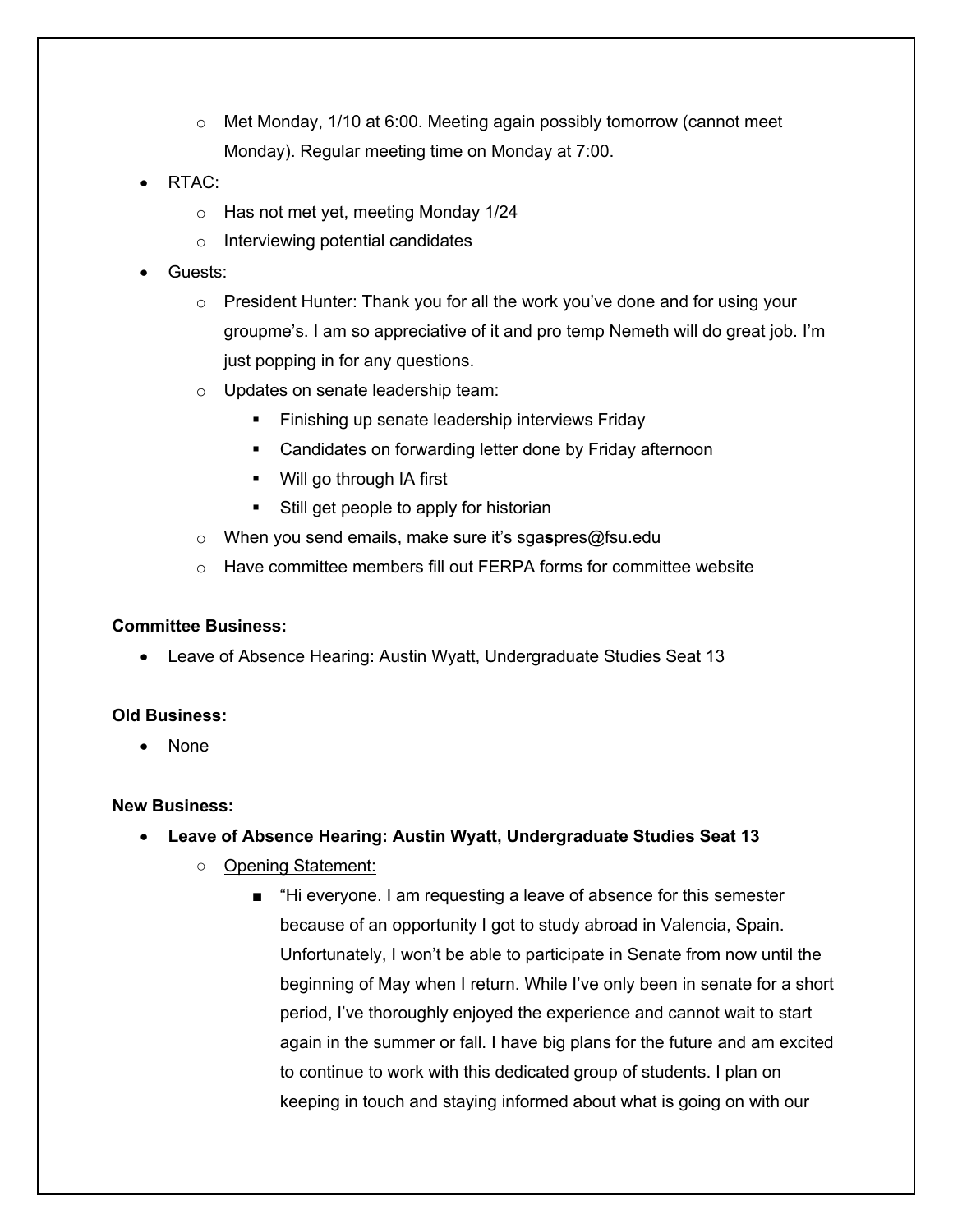- Met Monday, 1/10 at 6:00. Meeting again possibly tomorrow (cannot meet Monday). Regular meeting time on Monday at 7:00.
- RTAC:
    - Has not met yet, meeting Monday 1/24
    - Interviewing potential candidates
- Guests:
    - President Hunter: Thank you for all the work you've done and for using your groupme's. I am so appreciative of it and pro temp Nemeth will do great job. I'm just popping in for any questions.
    - Updates on senate leadership team:
        - Finishing up senate leadership interviews Friday
        - Candidates on forwarding letter done by Friday afternoon
        - Will go through IA first
        - Still get people to apply for historian
    - When you send emails, make sure it's sga**s**pres@fsu.edu
    - Have committee members fill out FERPA forms for committee website

**Committee Business:**

- Leave of Absence Hearing: Austin Wyatt, Undergraduate Studies Seat 13

**Old Business:**

- None

**New Business:**

- **Leave of Absence Hearing: Austin Wyatt, Undergraduate Studies Seat 13**
    - Opening Statement:
        - "Hi everyone. I am requesting a leave of absence for this semester because of an opportunity I got to study abroad in Valencia, Spain. Unfortunately, I won't be able to participate in Senate from now until the beginning of May when I return. While I've only been in senate for a short period, I've thoroughly enjoyed the experience and cannot wait to start again in the summer or fall. I have big plans for the future and am excited to continue to work with this dedicated group of students. I plan on keeping in touch and staying informed about what is going on with our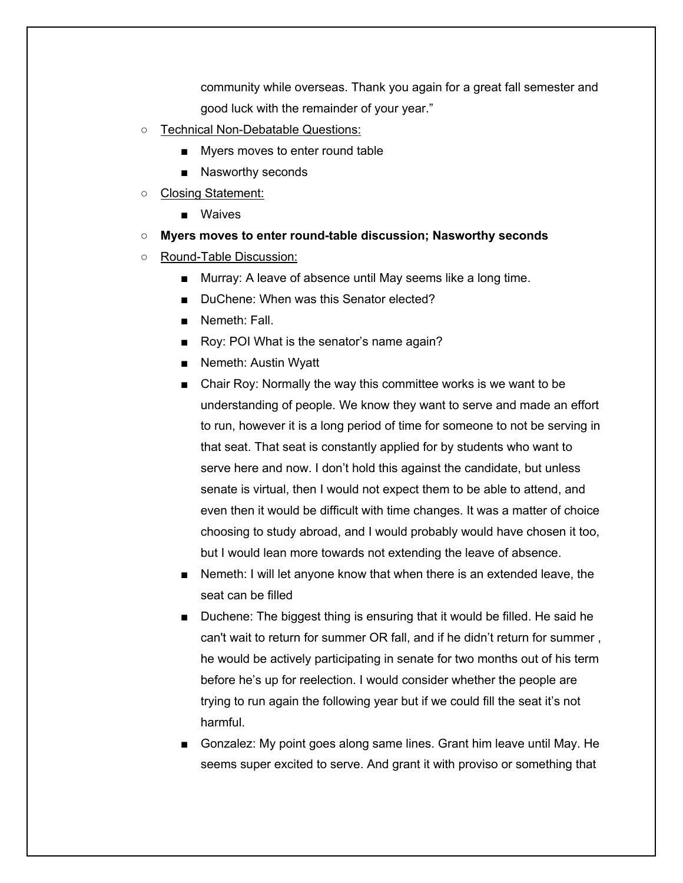community while overseas. Thank you again for a great fall semester and good luck with the remainder of your year."

- Technical Non-Debatable Questions:
  - Myers moves to enter round table
  - Nasworthy seconds
- Closing Statement:
  - Waives
- **Myers moves to enter round-table discussion; Nasworthy seconds**
- Round-Table Discussion:
  - Murray: A leave of absence until May seems like a long time.
  - DuChene: When was this Senator elected?
  - Nemeth: Fall.
  - Roy: POI What is the senator's name again?
  - Nemeth: Austin Wyatt
  - Chair Roy: Normally the way this committee works is we want to be understanding of people. We know they want to serve and made an effort to run, however it is a long period of time for someone to not be serving in that seat. That seat is constantly applied for by students who want to serve here and now. I don't hold this against the candidate, but unless senate is virtual, then I would not expect them to be able to attend, and even then it would be difficult with time changes. It was a matter of choice choosing to study abroad, and I would probably would have chosen it too, but I would lean more towards not extending the leave of absence.
  - Nemeth: I will let anyone know that when there is an extended leave, the seat can be filled
  - Duchene: The biggest thing is ensuring that it would be filled. He said he can't wait to return for summer OR fall, and if he didn't return for summer , he would be actively participating in senate for two months out of his term before he's up for reelection. I would consider whether the people are trying to run again the following year but if we could fill the seat it's not harmful.
  - Gonzalez: My point goes along same lines. Grant him leave until May. He seems super excited to serve. And grant it with proviso or something that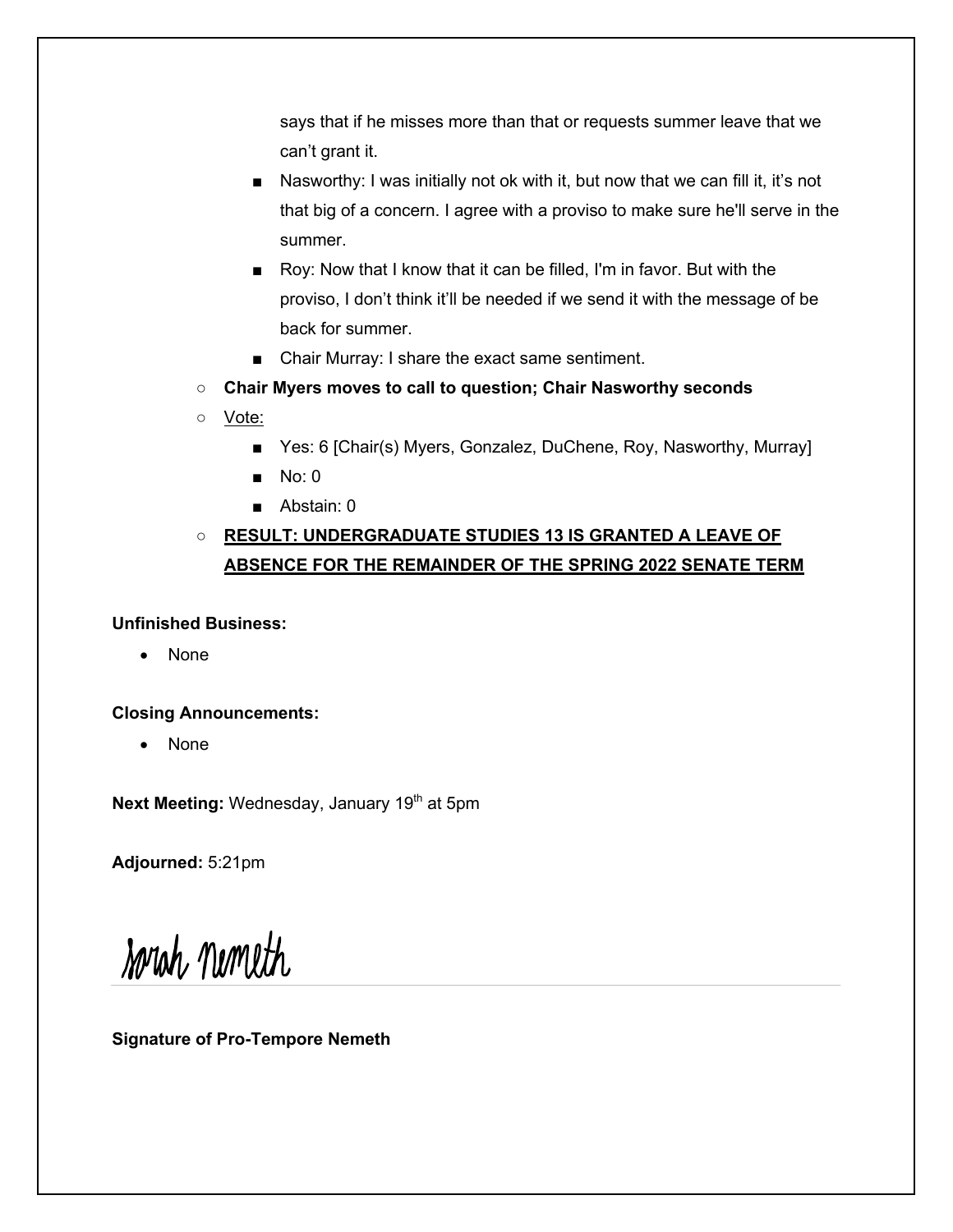says that if he misses more than that or requests summer leave that we can't grant it.

        - Nasworthy: I was initially not ok with it, but now that we can fill it, it's not that big of a concern. I agree with a proviso to make sure he'll serve in the summer.
        - Roy: Now that I know that it can be filled, I'm in favor. But with the proviso, I don't think it'll be needed if we send it with the message of be back for summer.
        - Chair Murray: I share the exact same sentiment.
    - **Chair Myers moves to call to question; Chair Nasworthy seconds**
    - Vote:
        - Yes: 6 [Chair(s) Myers, Gonzalez, DuChene, Roy, Nasworthy, Murray]
        - No: 0
        - Abstain: 0
    - **RESULT: UNDERGRADUATE STUDIES 13 IS GRANTED A LEAVE OF ABSENCE FOR THE REMAINDER OF THE SPRING 2022 SENATE TERM**

**Unfinished Business:**

- None

**Closing Announcements:**

- None

**Next Meeting:** Wednesday, January 19th at 5pm

**Adjourned:** 5:21pm

Sarah Nemeth

**Signature of Pro-Tempore Nemeth**